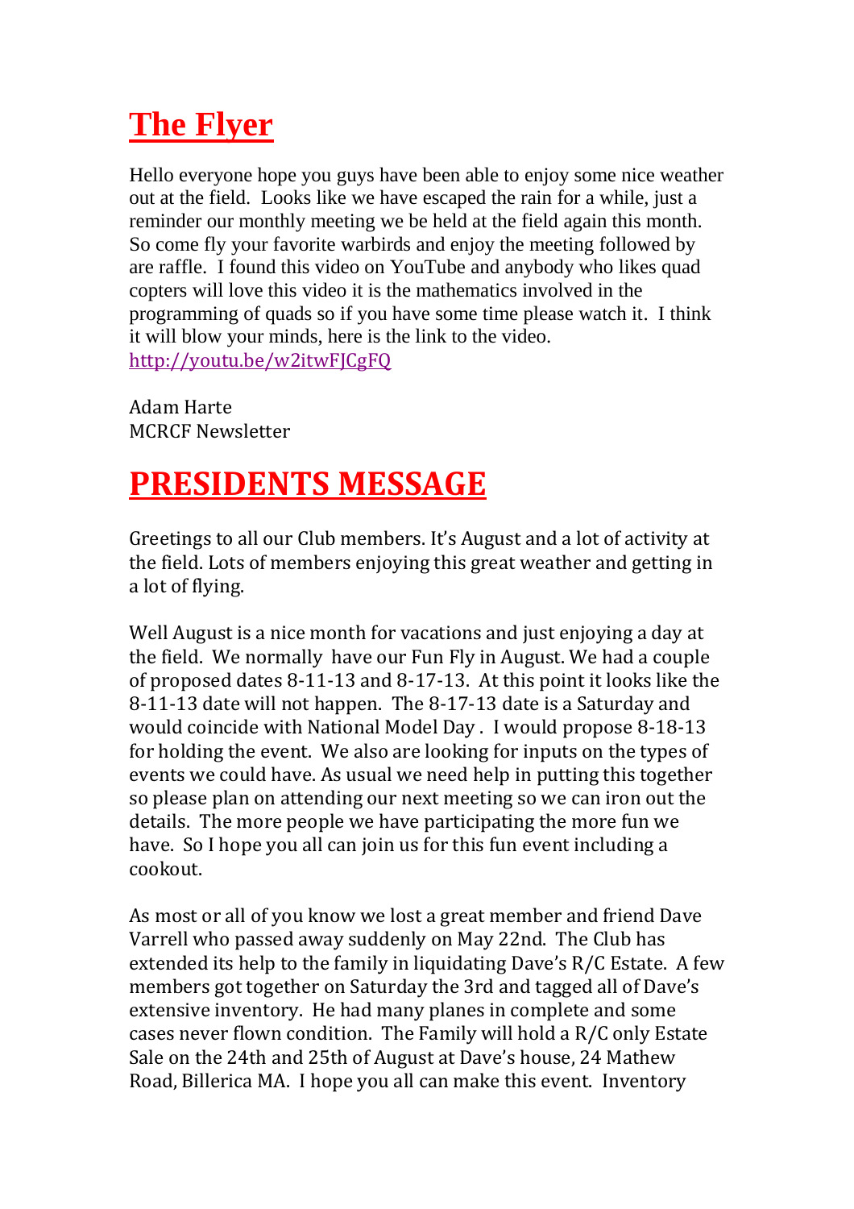# The Flyer

Hello everyone hope you guys have been able to enjoy some nice weather out at the field. Looks like we have escaped the rain for a while, just a reminder our monthly meeting we be held at the field again this month. So come fly your favorite warbirds and enjoy the meeting followed by are raffle. I found this video on YouTube and anybody who likes quad copters will love this video it is the mathematics involved in the programming of quads so if you have some time please watch it. I think it will blow your minds, here is the link to the video.
http://youtu.be/w2itwFJCgFQ

Adam Harte
MCRCF Newsletter

# PRESIDENTS MESSAGE

Greetings to all our Club members. It's August and a lot of activity at the field. Lots of members enjoying this great weather and getting in a lot of flying.

Well August is a nice month for vacations and just enjoying a day at the field. We normally have our Fun Fly in August. We had a couple of proposed dates 8-11-13 and 8-17-13. At this point it looks like the 8-11-13 date will not happen. The 8-17-13 date is a Saturday and would coincide with National Model Day . I would propose 8-18-13 for holding the event. We also are looking for inputs on the types of events we could have. As usual we need help in putting this together so please plan on attending our next meeting so we can iron out the details. The more people we have participating the more fun we have. So I hope you all can join us for this fun event including a cookout.

As most or all of you know we lost a great member and friend Dave Varrell who passed away suddenly on May 22nd. The Club has extended its help to the family in liquidating Dave's R/C Estate. A few members got together on Saturday the 3rd and tagged all of Dave's extensive inventory. He had many planes in complete and some cases never flown condition. The Family will hold a R/C only Estate Sale on the 24th and 25th of August at Dave's house, 24 Mathew Road, Billerica MA. I hope you all can make this event. Inventory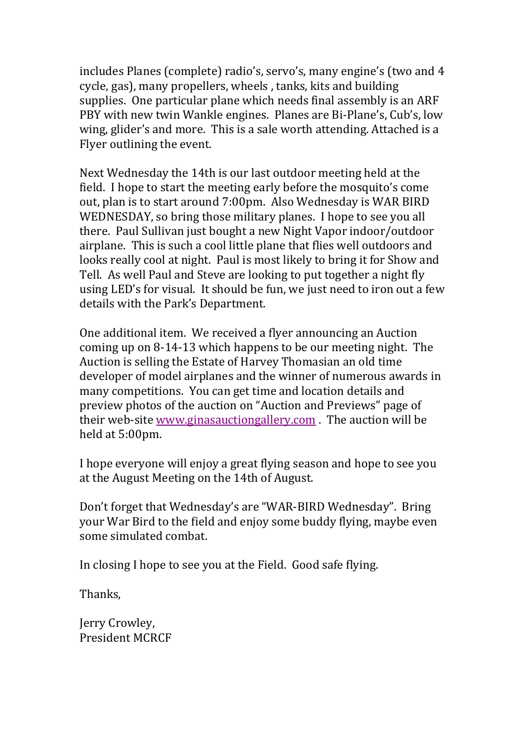includes Planes (complete) radio's, servo's, many engine's (two and 4 cycle, gas), many propellers, wheels , tanks, kits and building supplies. One particular plane which needs final assembly is an ARF PBY with new twin Wankle engines. Planes are Bi-Plane's, Cub's, low wing, glider's and more. This is a sale worth attending. Attached is a Flyer outlining the event.

Next Wednesday the 14th is our last outdoor meeting held at the field. I hope to start the meeting early before the mosquito's come out, plan is to start around 7:00pm. Also Wednesday is WAR BIRD WEDNESDAY, so bring those military planes. I hope to see you all there. Paul Sullivan just bought a new Night Vapor indoor/outdoor airplane. This is such a cool little plane that flies well outdoors and looks really cool at night. Paul is most likely to bring it for Show and Tell. As well Paul and Steve are looking to put together a night fly using LED's for visual. It should be fun, we just need to iron out a few details with the Park's Department.

One additional item. We received a flyer announcing an Auction coming up on 8-14-13 which happens to be our meeting night. The Auction is selling the Estate of Harvey Thomasian an old time developer of model airplanes and the winner of numerous awards in many competitions. You can get time and location details and preview photos of the auction on "Auction and Previews" page of their web-site [www.ginasauctiongallery.com](http://www.ginasauctiongallery.com) . The auction will be held at 5:00pm.

I hope everyone will enjoy a great flying season and hope to see you at the August Meeting on the 14th of August.

Don't forget that Wednesday's are "WAR-BIRD Wednesday". Bring your War Bird to the field and enjoy some buddy flying, maybe even some simulated combat.

In closing I hope to see you at the Field. Good safe flying.

Thanks,

Jerry Crowley,
President MCRCF